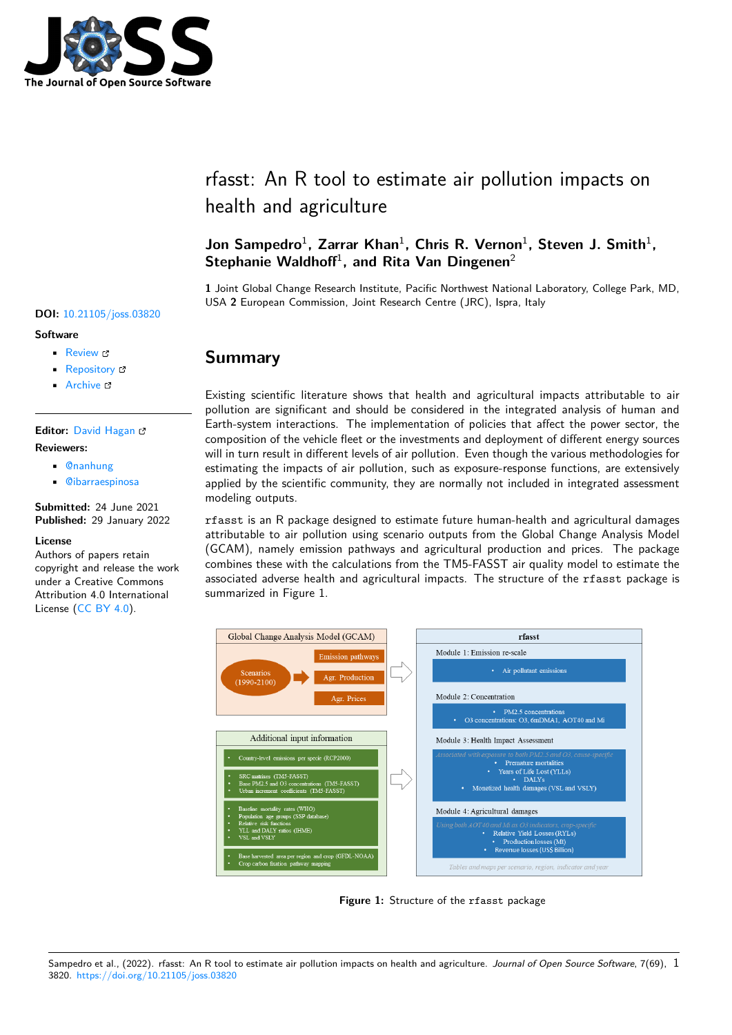# rfasst: An R tool to estimate air pollution impacts on health and agriculture

**Jon Sampedro**[1], **Zarrar Khan**[1], **Chris R. Vernon**[1], **Steven J. Smith**[1], **Stephanie Waldhoff**[1], **and Rita Van Dingenen**[2]

**1** Joint Global Change Research Institute, Pacific Northwest National Laboratory, College Park, MD, USA **2** European Commission, Joint Research Centre (JRC), Ispra, Italy

**DOI:** 10.21105/joss.03820

**Software**

- Review
- Repository
- Archive

**Editor:** David Hagan

**Reviewers:**

- @nanhung
- @ibarraespinosa

**Submitted:** 24 June 2021
**Published:** 29 January 2022

**License**
Authors of papers retain copyright and release the work under a Creative Commons Attribution 4.0 International License (CC BY 4.0).

## Summary

Existing scientific literature shows that health and agricultural impacts attributable to air pollution are significant and should be considered in the integrated analysis of human and Earth-system interactions. The implementation of policies that affect the power sector, the composition of the vehicle fleet or the investments and deployment of different energy sources will in turn result in different levels of air pollution. Even though the various methodologies for estimating the impacts of air pollution, such as exposure-response functions, are extensively applied by the scientific community, they are normally not included in integrated assessment modeling outputs.

`rfasst` is an R package designed to estimate future human-health and agricultural damages attributable to air pollution using scenario outputs from the Global Change Analysis Model (GCAM), namely emission pathways and agricultural production and prices. The package combines these with the calculations from the TM5-FASST air quality model to estimate the associated adverse health and agricultural impacts. The structure of the `rfasst` package is summarized in Figure 1.

Global Change Analysis Model (GCAM)
- Scenarios (1990-2100)
- Emission pathways
- Agr. Production
- Agr. Prices

Additional input information
- Country-level emissions per specie (RCP2000)
- SRC matrixes (TM5-FASST)
- Base PM2.5 and O3 concentrations (TM5-FASST)
- Urban increment coefficients (TM5-FASST)
- Baseline mortality rates (WHO)
- Population age groups (SSP database)
- Relative risk functions
- YLL and DALY ratios (IHME)
- VSL and VSLY
- Base harvested area per region and crop (GFDL-NOAA)
- Crop carbon fixation pathway mapping

rfasst
- Module 1: Emission re-scale
  - Air pollutant emissions
- Module 2: Concentration
  - PM2.5 concentrations
  - O3 concentrations: O3, 6mDMA1, AOT40 and Mi
- Module 3: Health Impact Assessment
  - Associated with exposure to both PM2.5 and O3, cause-specific
  - Premature mortalities
  - Years of Life Lost (YLLs)
  - DALYs
  - Monetized health damages (VSL and VSLY)
- Module 4: Agricultural damages
  - Using both AOT40 and Mi as O3 indicators, crop-specific
  - Relative Yield Losses (RYLs)
  - Production losses (Mt)
  - Revenue losses (US$ Billion)
- Tables and maps per scenario, region, indicator and year

**Figure 1:** Structure of the `rfasst` package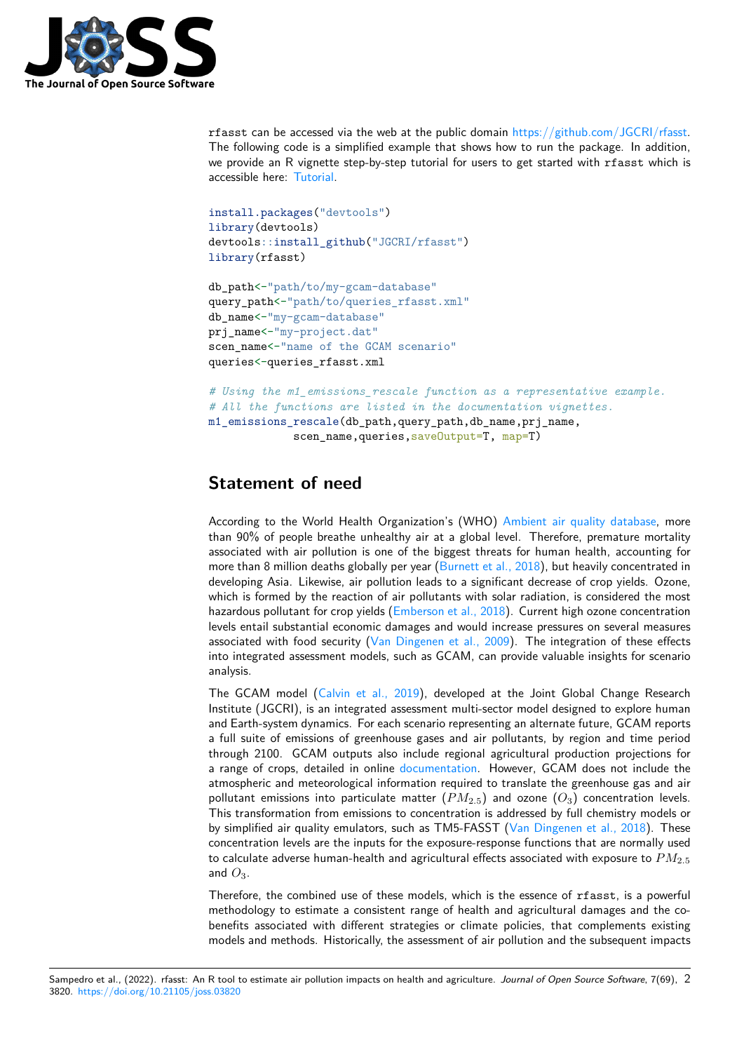rfasst can be accessed via the web at the public domain https://github.com/JGCRI/rfasst. The following code is a simplified example that shows how to run the package. In addition, we provide an R vignette step-by-step tutorial for users to get started with rfasst which is accessible here: Tutorial.

```
install.packages("devtools")
library(devtools)
devtools::install_github("JGCRI/rfasst")
library(rfasst)

db_path<-"path/to/my-gcam-database"
query_path<-"path/to/queries_rfasst.xml"
db_name<-"my-gcam-database"
prj_name<-"my-project.dat"
scen_name<-"name of the GCAM scenario"
queries<-queries_rfasst.xml

# Using the m1_emissions_rescale function as a representative example.
# All the functions are listed in the documentation vignettes.
m1_emissions_rescale(db_path,query_path,db_name,prj_name,
            scen_name,queries,saveOutput=T, map=T)
```

## Statement of need

According to the World Health Organization's (WHO) Ambient air quality database, more than 90% of people breathe unhealthy air at a global level. Therefore, premature mortality associated with air pollution is one of the biggest threats for human health, accounting for more than 8 million deaths globally per year (Burnett et al., 2018), but heavily concentrated in developing Asia. Likewise, air pollution leads to a significant decrease of crop yields. Ozone, which is formed by the reaction of air pollutants with solar radiation, is considered the most hazardous pollutant for crop yields (Emberson et al., 2018). Current high ozone concentration levels entail substantial economic damages and would increase pressures on several measures associated with food security (Van Dingenen et al., 2009). The integration of these effects into integrated assessment models, such as GCAM, can provide valuable insights for scenario analysis.

The GCAM model (Calvin et al., 2019), developed at the Joint Global Change Research Institute (JGCRI), is an integrated assessment multi-sector model designed to explore human and Earth-system dynamics. For each scenario representing an alternate future, GCAM reports a full suite of emissions of greenhouse gases and air pollutants, by region and time period through 2100. GCAM outputs also include regional agricultural production projections for a range of crops, detailed in online documentation. However, GCAM does not include the atmospheric and meteorological information required to translate the greenhouse gas and air pollutant emissions into particulate matter ($PM_{2.5}$) and ozone ($O_3$) concentration levels. This transformation from emissions to concentration is addressed by full chemistry models or by simplified air quality emulators, such as TM5-FASST (Van Dingenen et al., 2018). These concentration levels are the inputs for the exposure-response functions that are normally used to calculate adverse human-health and agricultural effects associated with exposure to $PM_{2.5}$ and $O_3$.

Therefore, the combined use of these models, which is the essence of rfasst, is a powerful methodology to estimate a consistent range of health and agricultural damages and the co-benefits associated with different strategies or climate policies, that complements existing models and methods. Historically, the assessment of air pollution and the subsequent impacts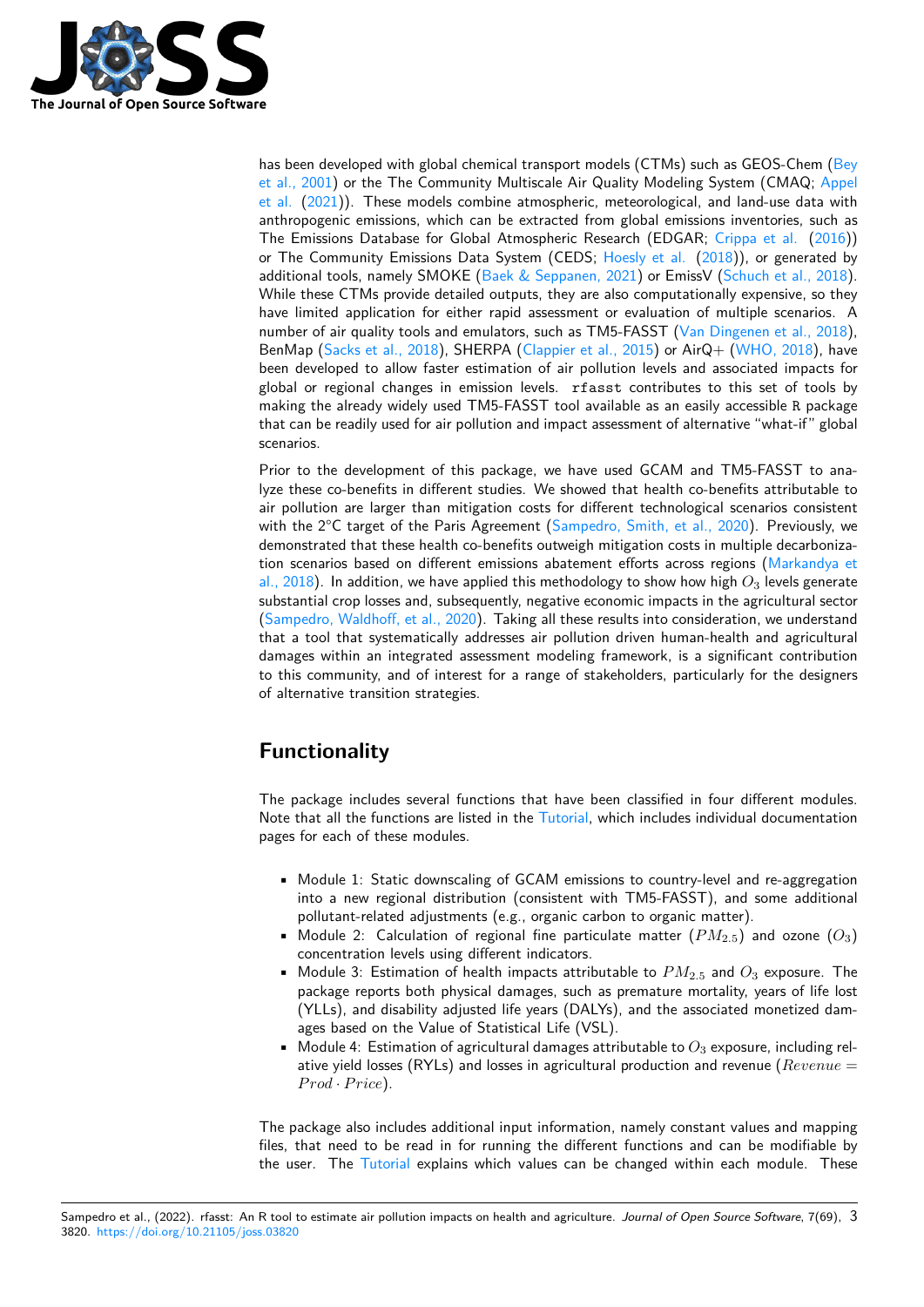has been developed with global chemical transport models (CTMs) such as GEOS-Chem (Bey et al., 2001) or the The Community Multiscale Air Quality Modeling System (CMAQ; Appel et al. (2021)). These models combine atmospheric, meteorological, and land-use data with anthropogenic emissions, which can be extracted from global emissions inventories, such as The Emissions Database for Global Atmospheric Research (EDGAR; Crippa et al. (2016)) or The Community Emissions Data System (CEDS; Hoesly et al. (2018)), or generated by additional tools, namely SMOKE (Baek & Seppanen, 2021) or EmissV (Schuch et al., 2018). While these CTMs provide detailed outputs, they are also computationally expensive, so they have limited application for either rapid assessment or evaluation of multiple scenarios. A number of air quality tools and emulators, such as TM5-FASST (Van Dingenen et al., 2018), BenMap (Sacks et al., 2018), SHERPA (Clappier et al., 2015) or AirQ+ (WHO, 2018), have been developed to allow faster estimation of air pollution levels and associated impacts for global or regional changes in emission levels. `rfasst` contributes to this set of tools by making the already widely used TM5-FASST tool available as an easily accessible `R` package that can be readily used for air pollution and impact assessment of alternative "what-if" global scenarios.

Prior to the development of this package, we have used GCAM and TM5-FASST to analyze these co-benefits in different studies. We showed that health co-benefits attributable to air pollution are larger than mitigation costs for different technological scenarios consistent with the 2°C target of the Paris Agreement (Sampedro, Smith, et al., 2020). Previously, we demonstrated that these health co-benefits outweigh mitigation costs in multiple decarbonization scenarios based on different emissions abatement efforts across regions (Markandya et al., 2018). In addition, we have applied this methodology to show how high $O_3$ levels generate substantial crop losses and, subsequently, negative economic impacts in the agricultural sector (Sampedro, Waldhoff, et al., 2020). Taking all these results into consideration, we understand that a tool that systematically addresses air pollution driven human-health and agricultural damages within an integrated assessment modeling framework, is a significant contribution to this community, and of interest for a range of stakeholders, particularly for the designers of alternative transition strategies.

# Functionality

The package includes several functions that have been classified in four different modules. Note that all the functions are listed in the Tutorial, which includes individual documentation pages for each of these modules.

- Module 1: Static downscaling of GCAM emissions to country-level and re-aggregation into a new regional distribution (consistent with TM5-FASST), and some additional pollutant-related adjustments (e.g., organic carbon to organic matter).
- Module 2: Calculation of regional fine particulate matter ($PM_{2.5}$) and ozone ($O_3$) concentration levels using different indicators.
- Module 3: Estimation of health impacts attributable to $PM_{2.5}$ and $O_3$ exposure. The package reports both physical damages, such as premature mortality, years of life lost (YLLs), and disability adjusted life years (DALYs), and the associated monetized damages based on the Value of Statistical Life (VSL).
- Module 4: Estimation of agricultural damages attributable to $O_3$ exposure, including relative yield losses (RYLs) and losses in agricultural production and revenue ($Revenue = Prod \cdot Price$).

The package also includes additional input information, namely constant values and mapping files, that need to be read in for running the different functions and can be modifiable by the user. The Tutorial explains which values can be changed within each module. These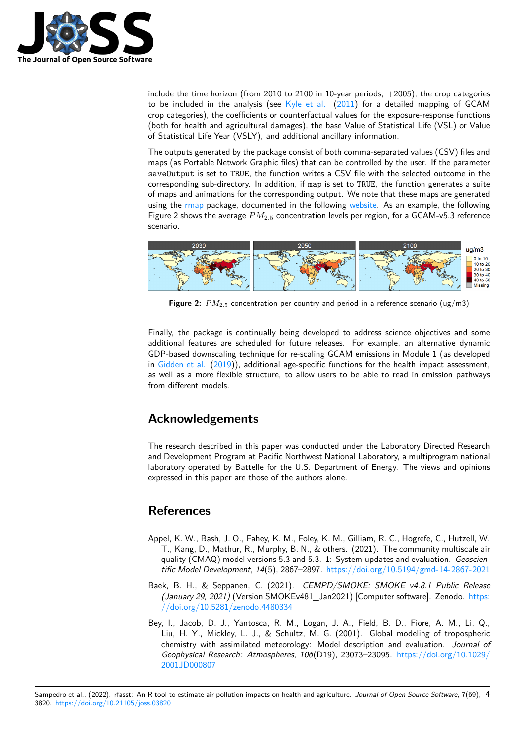include the time horizon (from 2010 to 2100 in 10-year periods, +2005), the crop categories to be included in the analysis (see Kyle et al. (2011) for a detailed mapping of GCAM crop categories), the coefficients or counterfactual values for the exposure-response functions (both for health and agricultural damages), the base Value of Statistical Life (VSL) or Value of Statistical Life Year (VSLY), and additional ancillary information.

The outputs generated by the package consist of both comma-separated values (CSV) files and maps (as Portable Network Graphic files) that can be controlled by the user. If the parameter `saveOutput` is set to `TRUE`, the function writes a CSV file with the selected outcome in the corresponding sub-directory. In addition, if `map` is set to `TRUE`, the function generates a suite of maps and animations for the corresponding output. We note that these maps are generated using the rmap package, documented in the following website. As an example, the following Figure 2 shows the average $PM_{2.5}$ concentration levels per region, for a GCAM-v5.3 reference scenario.

**Figure 2:** $PM_{2.5}$ concentration per country and period in a reference scenario (ug/m3)

Finally, the package is continually being developed to address science objectives and some additional features are scheduled for future releases. For example, an alternative dynamic GDP-based downscaling technique for re-scaling GCAM emissions in Module 1 (as developed in Gidden et al. (2019)), additional age-specific functions for the health impact assessment, as well as a more flexible structure, to allow users to be able to read in emission pathways from different models.

## Acknowledgements

The research described in this paper was conducted under the Laboratory Directed Research and Development Program at Pacific Northwest National Laboratory, a multiprogram national laboratory operated by Battelle for the U.S. Department of Energy. The views and opinions expressed in this paper are those of the authors alone.

## References

Appel, K. W., Bash, J. O., Fahey, K. M., Foley, K. M., Gilliam, R. C., Hogrefe, C., Hutzell, W. T., Kang, D., Mathur, R., Murphy, B. N., & others. (2021). The community multiscale air quality (CMAQ) model versions 5.3 and 5.3. 1: System updates and evaluation. *Geoscientific Model Development*, *14*(5), 2867–2897. https://doi.org/10.5194/gmd-14-2867-2021

Baek, B. H., & Seppanen, C. (2021). *CEMPD/SMOKE: SMOKE v4.8.1 Public Release (January 29, 2021)* (Version SMOKEv481_Jan2021) [Computer software]. Zenodo. https://doi.org/10.5281/zenodo.4480334

Bey, I., Jacob, D. J., Yantosca, R. M., Logan, J. A., Field, B. D., Fiore, A. M., Li, Q., Liu, H. Y., Mickley, L. J., & Schultz, M. G. (2001). Global modeling of tropospheric chemistry with assimilated meteorology: Model description and evaluation. *Journal of Geophysical Research: Atmospheres*, *106*(D19), 23073–23095. https://doi.org/10.1029/2001JD000807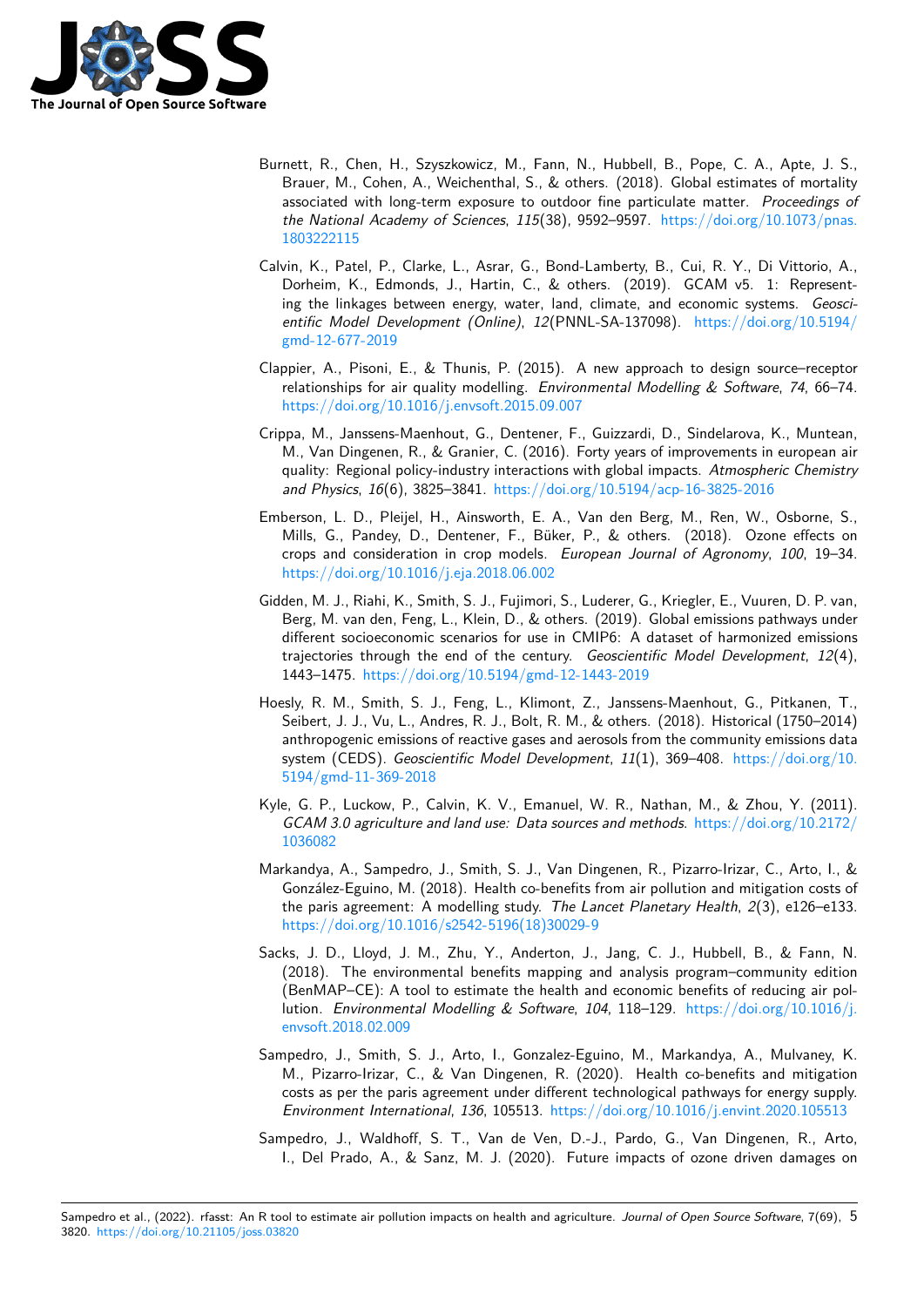Burnett, R., Chen, H., Szyszkowicz, M., Fann, N., Hubbell, B., Pope, C. A., Apte, J. S., Brauer, M., Cohen, A., Weichenthal, S., & others. (2018). Global estimates of mortality associated with long-term exposure to outdoor fine particulate matter. *Proceedings of the National Academy of Sciences*, *115*(38), 9592–9597. https://doi.org/10.1073/pnas.1803222115

Calvin, K., Patel, P., Clarke, L., Asrar, G., Bond-Lamberty, B., Cui, R. Y., Di Vittorio, A., Dorheim, K., Edmonds, J., Hartin, C., & others. (2019). GCAM v5. 1: Representing the linkages between energy, water, land, climate, and economic systems. *Geoscientific Model Development (Online)*, *12*(PNNL-SA-137098). https://doi.org/10.5194/gmd-12-677-2019

Clappier, A., Pisoni, E., & Thunis, P. (2015). A new approach to design source–receptor relationships for air quality modelling. *Environmental Modelling & Software*, *74*, 66–74. https://doi.org/10.1016/j.envsoft.2015.09.007

Crippa, M., Janssens-Maenhout, G., Dentener, F., Guizzardi, D., Sindelarova, K., Muntean, M., Van Dingenen, R., & Granier, C. (2016). Forty years of improvements in european air quality: Regional policy-industry interactions with global impacts. *Atmospheric Chemistry and Physics*, *16*(6), 3825–3841. https://doi.org/10.5194/acp-16-3825-2016

Emberson, L. D., Pleijel, H., Ainsworth, E. A., Van den Berg, M., Ren, W., Osborne, S., Mills, G., Pandey, D., Dentener, F., Büker, P., & others. (2018). Ozone effects on crops and consideration in crop models. *European Journal of Agronomy*, *100*, 19–34. https://doi.org/10.1016/j.eja.2018.06.002

Gidden, M. J., Riahi, K., Smith, S. J., Fujimori, S., Luderer, G., Kriegler, E., Vuuren, D. P. van, Berg, M. van den, Feng, L., Klein, D., & others. (2019). Global emissions pathways under different socioeconomic scenarios for use in CMIP6: A dataset of harmonized emissions trajectories through the end of the century. *Geoscientific Model Development*, *12*(4), 1443–1475. https://doi.org/10.5194/gmd-12-1443-2019

Hoesly, R. M., Smith, S. J., Feng, L., Klimont, Z., Janssens-Maenhout, G., Pitkanen, T., Seibert, J. J., Vu, L., Andres, R. J., Bolt, R. M., & others. (2018). Historical (1750–2014) anthropogenic emissions of reactive gases and aerosols from the community emissions data system (CEDS). *Geoscientific Model Development*, *11*(1), 369–408. https://doi.org/10.5194/gmd-11-369-2018

Kyle, G. P., Luckow, P., Calvin, K. V., Emanuel, W. R., Nathan, M., & Zhou, Y. (2011). *GCAM 3.0 agriculture and land use: Data sources and methods*. https://doi.org/10.2172/1036082

Markandya, A., Sampedro, J., Smith, S. J., Van Dingenen, R., Pizarro-Irizar, C., Arto, I., & González-Eguino, M. (2018). Health co-benefits from air pollution and mitigation costs of the paris agreement: A modelling study. *The Lancet Planetary Health*, *2*(3), e126–e133. https://doi.org/10.1016/s2542-5196(18)30029-9

Sacks, J. D., Lloyd, J. M., Zhu, Y., Anderton, J., Jang, C. J., Hubbell, B., & Fann, N. (2018). The environmental benefits mapping and analysis program–community edition (BenMAP–CE): A tool to estimate the health and economic benefits of reducing air pollution. *Environmental Modelling & Software*, *104*, 118–129. https://doi.org/10.1016/j.envsoft.2018.02.009

Sampedro, J., Smith, S. J., Arto, I., Gonzalez-Eguino, M., Markandya, A., Mulvaney, K. M., Pizarro-Irizar, C., & Van Dingenen, R. (2020). Health co-benefits and mitigation costs as per the paris agreement under different technological pathways for energy supply. *Environment International*, *136*, 105513. https://doi.org/10.1016/j.envint.2020.105513

Sampedro, J., Waldhoff, S. T., Van de Ven, D.-J., Pardo, G., Van Dingenen, R., Arto, I., Del Prado, A., & Sanz, M. J. (2020). Future impacts of ozone driven damages on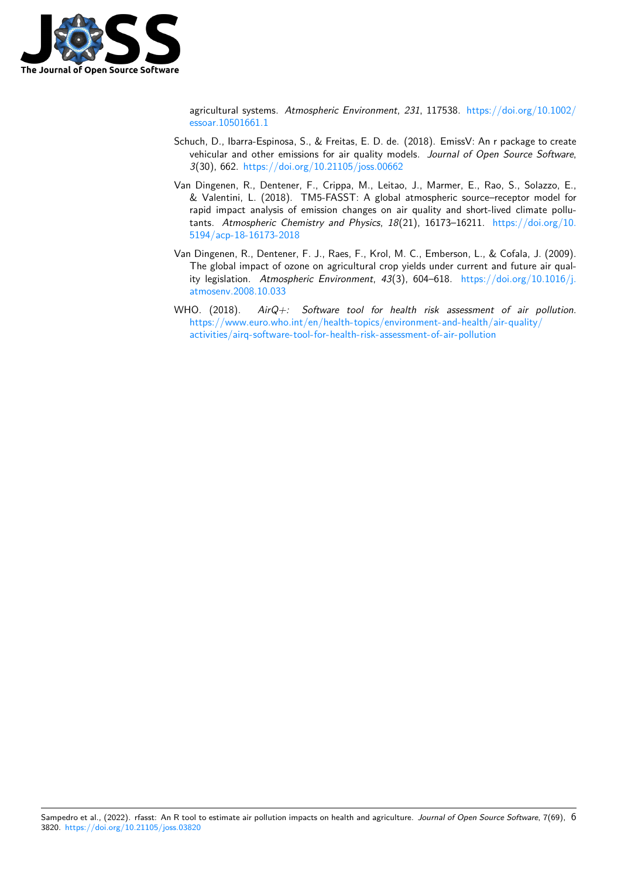agricultural systems. *Atmospheric Environment*, *231*, 117538. https://doi.org/10.1002/essoar.10501661.1

Schuch, D., Ibarra-Espinosa, S., & Freitas, E. D. de. (2018). EmissV: An r package to create vehicular and other emissions for air quality models. *Journal of Open Source Software*, *3*(30), 662. https://doi.org/10.21105/joss.00662

Van Dingenen, R., Dentener, F., Crippa, M., Leitao, J., Marmer, E., Rao, S., Solazzo, E., & Valentini, L. (2018). TM5-FASST: A global atmospheric source–receptor model for rapid impact analysis of emission changes on air quality and short-lived climate pollutants. *Atmospheric Chemistry and Physics*, *18*(21), 16173–16211. https://doi.org/10.5194/acp-18-16173-2018

Van Dingenen, R., Dentener, F. J., Raes, F., Krol, M. C., Emberson, L., & Cofala, J. (2009). The global impact of ozone on agricultural crop yields under current and future air quality legislation. *Atmospheric Environment*, *43*(3), 604–618. https://doi.org/10.1016/j.atmosenv.2008.10.033

WHO. (2018). *AirQ+: Software tool for health risk assessment of air pollution*. https://www.euro.who.int/en/health-topics/environment-and-health/air-quality/activities/airq-software-tool-for-health-risk-assessment-of-air-pollution